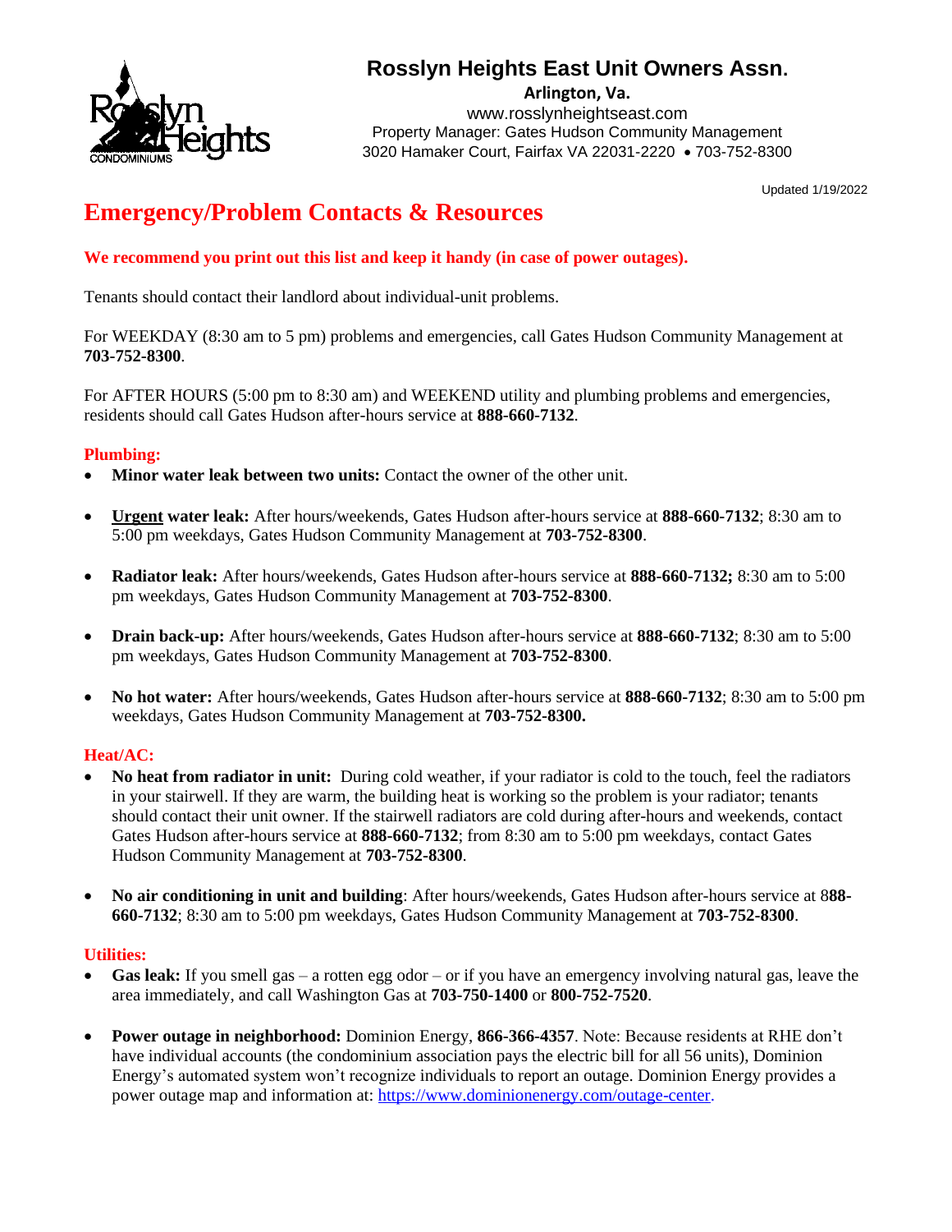# Rosslyn Heights East Unit Owners Assn.

**Arlington, Va.**
www.rosslynheightseast.com
Property Manager: Gates Hudson Community Management
3020 Hamaker Court, Fairfax VA 22031-2220 • 703-752-8300

Updated 1/19/2022

## Emergency/Problem Contacts & Resources

**We recommend you print out this list and keep it handy (in case of power outages).**

Tenants should contact their landlord about individual-unit problems.

For WEEKDAY (8:30 am to 5 pm) problems and emergencies, call Gates Hudson Community Management at **703-752-8300**.

For AFTER HOURS (5:00 pm to 8:30 am) and WEEKEND utility and plumbing problems and emergencies, residents should call Gates Hudson after-hours service at **888-660-7132**.

### Plumbing:

- **Minor water leak between two units:** Contact the owner of the other unit.
- **Urgent water leak:** After hours/weekends, Gates Hudson after-hours service at **888-660-7132**; 8:30 am to 5:00 pm weekdays, Gates Hudson Community Management at **703-752-8300**.
- **Radiator leak:** After hours/weekends, Gates Hudson after-hours service at **888-660-7132;** 8:30 am to 5:00 pm weekdays, Gates Hudson Community Management at **703-752-8300**.
- **Drain back-up:** After hours/weekends, Gates Hudson after-hours service at **888-660-7132**; 8:30 am to 5:00 pm weekdays, Gates Hudson Community Management at **703-752-8300**.
- **No hot water:** After hours/weekends, Gates Hudson after-hours service at **888-660-7132**; 8:30 am to 5:00 pm weekdays, Gates Hudson Community Management at **703-752-8300.**

### Heat/AC:

- **No heat from radiator in unit:** During cold weather, if your radiator is cold to the touch, feel the radiators in your stairwell. If they are warm, the building heat is working so the problem is your radiator; tenants should contact their unit owner. If the stairwell radiators are cold during after-hours and weekends, contact Gates Hudson after-hours service at **888-660-7132**; from 8:30 am to 5:00 pm weekdays, contact Gates Hudson Community Management at **703-752-8300**.
- **No air conditioning in unit and building**: After hours/weekends, Gates Hudson after-hours service at **888-660-7132**; 8:30 am to 5:00 pm weekdays, Gates Hudson Community Management at **703-752-8300**.

### Utilities:

- **Gas leak:** If you smell gas – a rotten egg odor – or if you have an emergency involving natural gas, leave the area immediately, and call Washington Gas at **703-750-1400** or **800-752-7520**.
- **Power outage in neighborhood:** Dominion Energy, **866-366-4357**. Note: Because residents at RHE don't have individual accounts (the condominium association pays the electric bill for all 56 units), Dominion Energy's automated system won't recognize individuals to report an outage. Dominion Energy provides a power outage map and information at: https://www.dominionenergy.com/outage-center.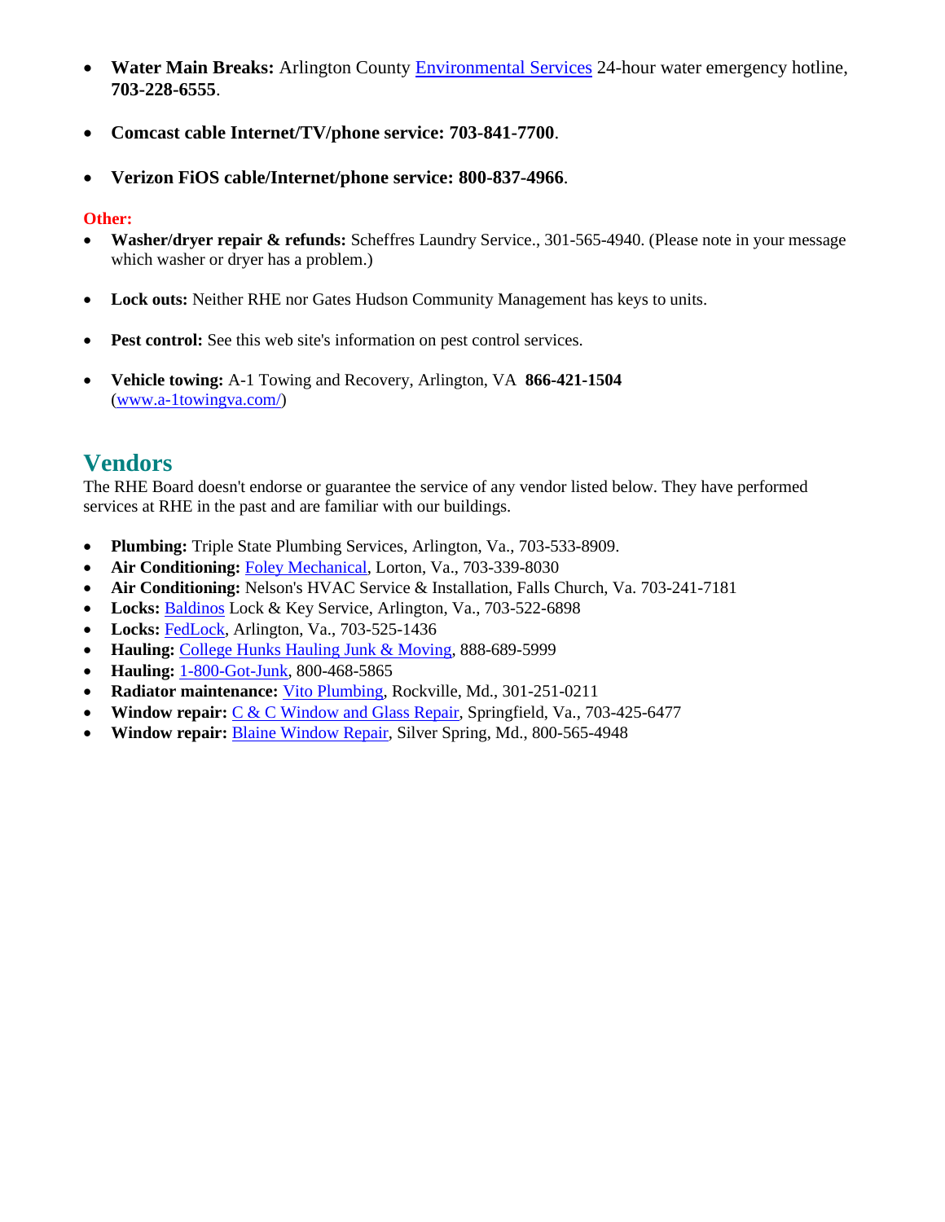- **Water Main Breaks:** Arlington County Environmental Services 24-hour water emergency hotline, **703-228-6555**.

- **Comcast cable Internet/TV/phone service: 703-841-7700**.

- **Verizon FiOS cable/Internet/phone service: 800-837-4966**.

**Other:**

- **Washer/dryer repair & refunds:** Scheffres Laundry Service., 301-565-4940. (Please note in your message which washer or dryer has a problem.)

- **Lock outs:** Neither RHE nor Gates Hudson Community Management has keys to units.

- **Pest control:** See this web site's information on pest control services.

- **Vehicle towing:** A-1 Towing and Recovery, Arlington, VA **866-421-1504** (www.a-1towingva.com/)

## Vendors

The RHE Board doesn't endorse or guarantee the service of any vendor listed below. They have performed services at RHE in the past and are familiar with our buildings.

- **Plumbing:** Triple State Plumbing Services, Arlington, Va., 703-533-8909.
- **Air Conditioning:** Foley Mechanical, Lorton, Va., 703-339-8030
- **Air Conditioning:** Nelson's HVAC Service & Installation, Falls Church, Va. 703-241-7181
- **Locks:** Baldinos Lock & Key Service, Arlington, Va., 703-522-6898
- **Locks:** FedLock, Arlington, Va., 703-525-1436
- **Hauling:** College Hunks Hauling Junk & Moving, 888-689-5999
- **Hauling:** 1-800-Got-Junk, 800-468-5865
- **Radiator maintenance:** Vito Plumbing, Rockville, Md., 301-251-0211
- **Window repair:** C & C Window and Glass Repair, Springfield, Va., 703-425-6477
- **Window repair:** Blaine Window Repair, Silver Spring, Md., 800-565-4948